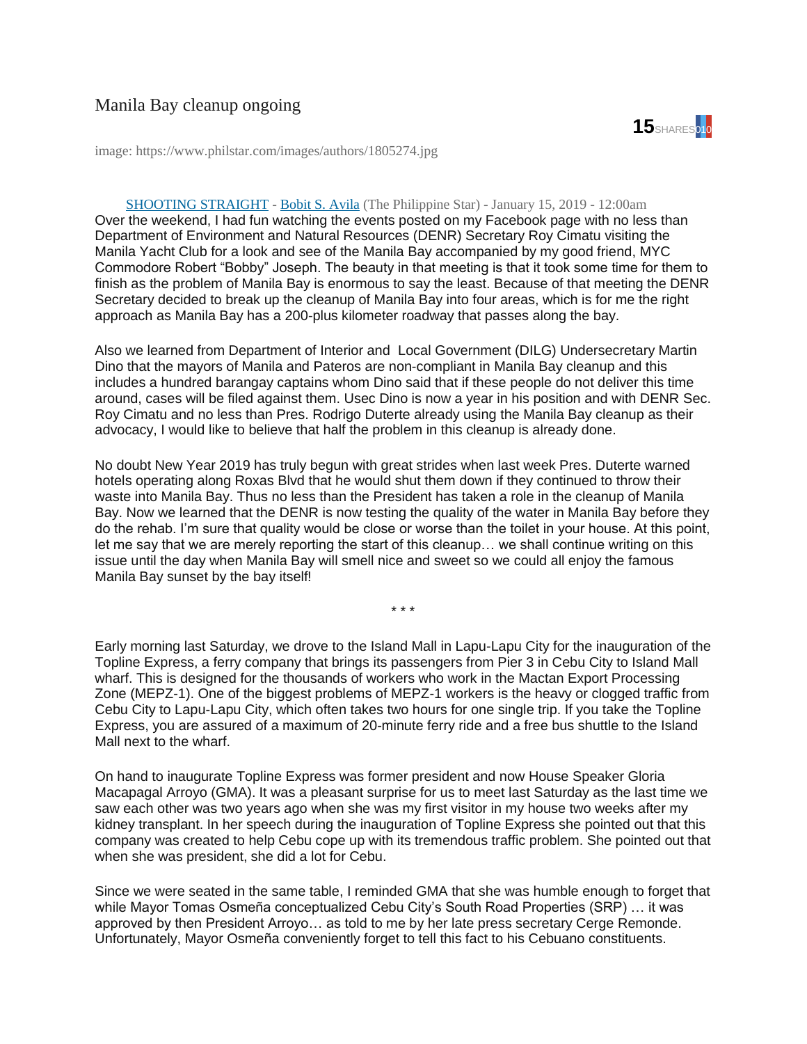# Manila Bay cleanup ongoing

15 SHARES 0 1 0

image: https://www.philstar.com/images/authors/1805274.jpg

SHOOTING STRAIGHT - Bobit S. Avila (The Philippine Star) - January 15, 2019 - 12:00am

Over the weekend, I had fun watching the events posted on my Facebook page with no less than Department of Environment and Natural Resources (DENR) Secretary Roy Cimatu visiting the Manila Yacht Club for a look and see of the Manila Bay accompanied by my good friend, MYC Commodore Robert "Bobby" Joseph. The beauty in that meeting is that it took some time for them to finish as the problem of Manila Bay is enormous to say the least. Because of that meeting the DENR Secretary decided to break up the cleanup of Manila Bay into four areas, which is for me the right approach as Manila Bay has a 200-plus kilometer roadway that passes along the bay.

Also we learned from Department of Interior and Local Government (DILG) Undersecretary Martin Dino that the mayors of Manila and Pateros are non-compliant in Manila Bay cleanup and this includes a hundred barangay captains whom Dino said that if these people do not deliver this time around, cases will be filed against them. Usec Dino is now a year in his position and with DENR Sec. Roy Cimatu and no less than Pres. Rodrigo Duterte already using the Manila Bay cleanup as their advocacy, I would like to believe that half the problem in this cleanup is already done.

No doubt New Year 2019 has truly begun with great strides when last week Pres. Duterte warned hotels operating along Roxas Blvd that he would shut them down if they continued to throw their waste into Manila Bay. Thus no less than the President has taken a role in the cleanup of Manila Bay. Now we learned that the DENR is now testing the quality of the water in Manila Bay before they do the rehab. I'm sure that quality would be close or worse than the toilet in your house. At this point, let me say that we are merely reporting the start of this cleanup… we shall continue writing on this issue until the day when Manila Bay will smell nice and sweet so we could all enjoy the famous Manila Bay sunset by the bay itself!

\* \* \*

Early morning last Saturday, we drove to the Island Mall in Lapu-Lapu City for the inauguration of the Topline Express, a ferry company that brings its passengers from Pier 3 in Cebu City to Island Mall wharf. This is designed for the thousands of workers who work in the Mactan Export Processing Zone (MEPZ-1). One of the biggest problems of MEPZ-1 workers is the heavy or clogged traffic from Cebu City to Lapu-Lapu City, which often takes two hours for one single trip. If you take the Topline Express, you are assured of a maximum of 20-minute ferry ride and a free bus shuttle to the Island Mall next to the wharf.

On hand to inaugurate Topline Express was former president and now House Speaker Gloria Macapagal Arroyo (GMA). It was a pleasant surprise for us to meet last Saturday as the last time we saw each other was two years ago when she was my first visitor in my house two weeks after my kidney transplant. In her speech during the inauguration of Topline Express she pointed out that this company was created to help Cebu cope up with its tremendous traffic problem. She pointed out that when she was president, she did a lot for Cebu.

Since we were seated in the same table, I reminded GMA that she was humble enough to forget that while Mayor Tomas Osmeña conceptualized Cebu City's South Road Properties (SRP) … it was approved by then President Arroyo… as told to me by her late press secretary Cerge Remonde. Unfortunately, Mayor Osmeña conveniently forget to tell this fact to his Cebuano constituents.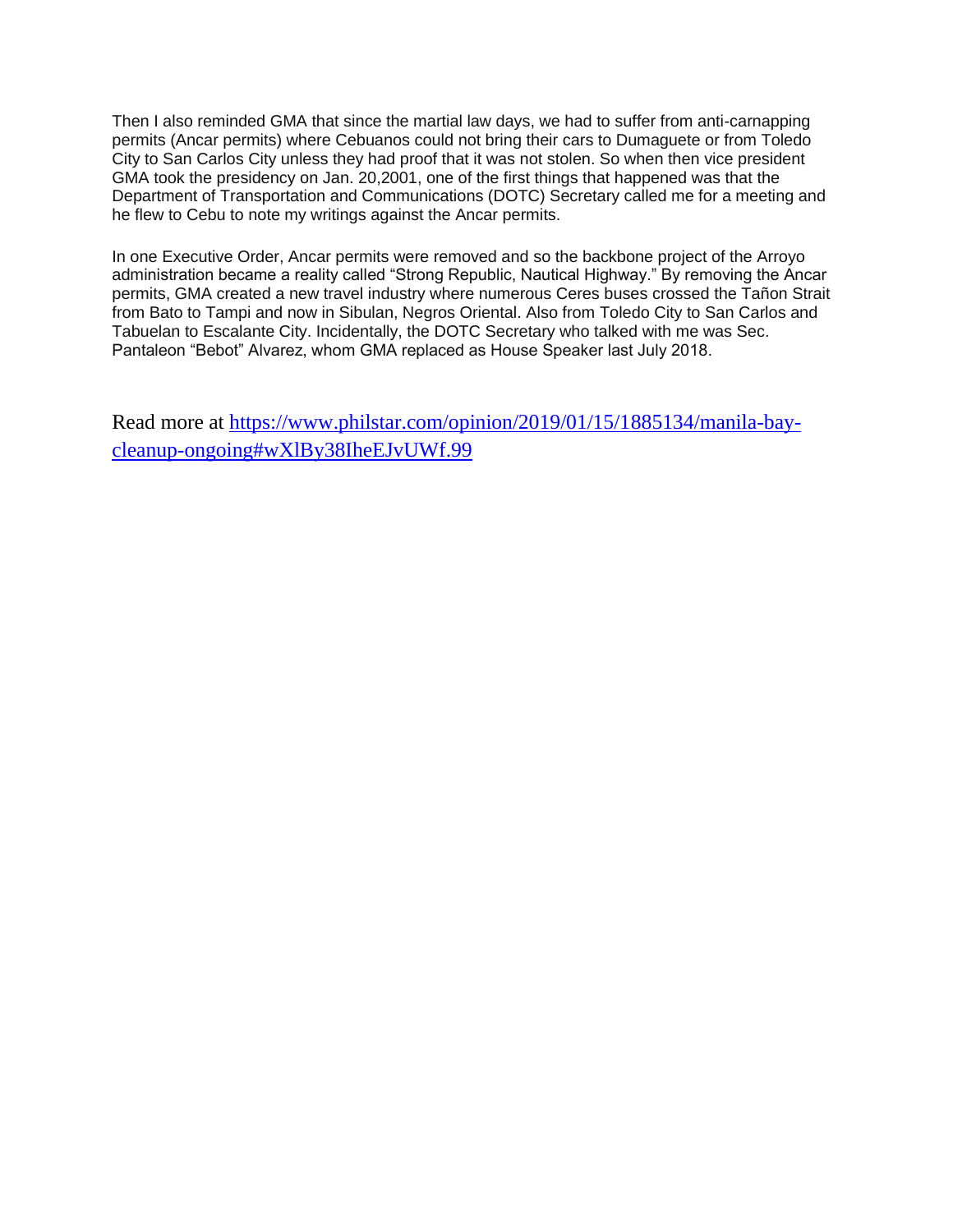Then I also reminded GMA that since the martial law days, we had to suffer from anti-carnapping permits (Ancar permits) where Cebuanos could not bring their cars to Dumaguete or from Toledo City to San Carlos City unless they had proof that it was not stolen. So when then vice president GMA took the presidency on Jan. 20,2001, one of the first things that happened was that the Department of Transportation and Communications (DOTC) Secretary called me for a meeting and he flew to Cebu to note my writings against the Ancar permits.

In one Executive Order, Ancar permits were removed and so the backbone project of the Arroyo administration became a reality called “Strong Republic, Nautical Highway.” By removing the Ancar permits, GMA created a new travel industry where numerous Ceres buses crossed the Tañon Strait from Bato to Tampi and now in Sibulan, Negros Oriental. Also from Toledo City to San Carlos and Tabuelan to Escalante City. Incidentally, the DOTC Secretary who talked with me was Sec. Pantaleon “Bebot” Alvarez, whom GMA replaced as House Speaker last July 2018.

Read more at [https://www.philstar.com/opinion/2019/01/15/1885134/manila-bay-cleanup-ongoing#wXlBy38IheEJvUWf.99](https://www.philstar.com/opinion/2019/01/15/1885134/manila-bay-cleanup-ongoing#wXlBy38IheEJvUWf.99)